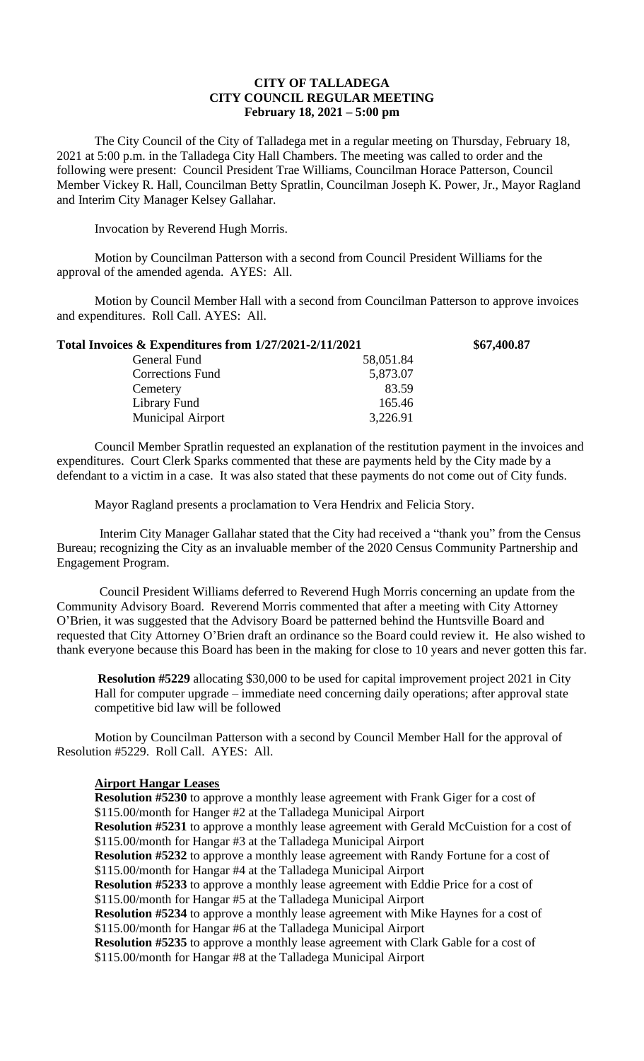**CITY OF TALLADEGA**
**CITY COUNCIL REGULAR MEETING**
**February 18, 2021 – 5:00 pm**

The City Council of the City of Talladega met in a regular meeting on Thursday, February 18, 2021 at 5:00 p.m. in the Talladega City Hall Chambers. The meeting was called to order and the following were present: Council President Trae Williams, Councilman Horace Patterson, Council Member Vickey R. Hall, Councilman Betty Spratlin, Councilman Joseph K. Power, Jr., Mayor Ragland and Interim City Manager Kelsey Gallahar.

Invocation by Reverend Hugh Morris.

Motion by Councilman Patterson with a second from Council President Williams for the approval of the amended agenda. AYES: All.

Motion by Council Member Hall with a second from Councilman Patterson to approve invoices and expenditures. Roll Call. AYES: All.

| **Total Invoices & Expenditures from 1/27/2021-2/11/2021** | | **\$67,400.87** |
|---|---|---|
| General Fund | 58,051.84 | |
| Corrections Fund | 5,873.07 | |
| Cemetery | 83.59 | |
| Library Fund | 165.46 | |
| Municipal Airport | 3,226.91 | |

Council Member Spratlin requested an explanation of the restitution payment in the invoices and expenditures. Court Clerk Sparks commented that these are payments held by the City made by a defendant to a victim in a case. It was also stated that these payments do not come out of City funds.

Mayor Ragland presents a proclamation to Vera Hendrix and Felicia Story.

Interim City Manager Gallahar stated that the City had received a "thank you" from the Census Bureau; recognizing the City as an invaluable member of the 2020 Census Community Partnership and Engagement Program.

Council President Williams deferred to Reverend Hugh Morris concerning an update from the Community Advisory Board. Reverend Morris commented that after a meeting with City Attorney O'Brien, it was suggested that the Advisory Board be patterned behind the Huntsville Board and requested that City Attorney O'Brien draft an ordinance so the Board could review it. He also wished to thank everyone because this Board has been in the making for close to 10 years and never gotten this far.

**Resolution #5229** allocating \$30,000 to be used for capital improvement project 2021 in City Hall for computer upgrade – immediate need concerning daily operations; after approval state competitive bid law will be followed

Motion by Councilman Patterson with a second by Council Member Hall for the approval of Resolution #5229. Roll Call. AYES: All.

**Airport Hangar Leases**

**Resolution #5230** to approve a monthly lease agreement with Frank Giger for a cost of \$115.00/month for Hanger #2 at the Talladega Municipal Airport
**Resolution #5231** to approve a monthly lease agreement with Gerald McCuistion for a cost of \$115.00/month for Hangar #3 at the Talladega Municipal Airport
**Resolution #5232** to approve a monthly lease agreement with Randy Fortune for a cost of \$115.00/month for Hangar #4 at the Talladega Municipal Airport
**Resolution #5233** to approve a monthly lease agreement with Eddie Price for a cost of \$115.00/month for Hangar #5 at the Talladega Municipal Airport
**Resolution #5234** to approve a monthly lease agreement with Mike Haynes for a cost of \$115.00/month for Hangar #6 at the Talladega Municipal Airport
**Resolution #5235** to approve a monthly lease agreement with Clark Gable for a cost of \$115.00/month for Hangar #8 at the Talladega Municipal Airport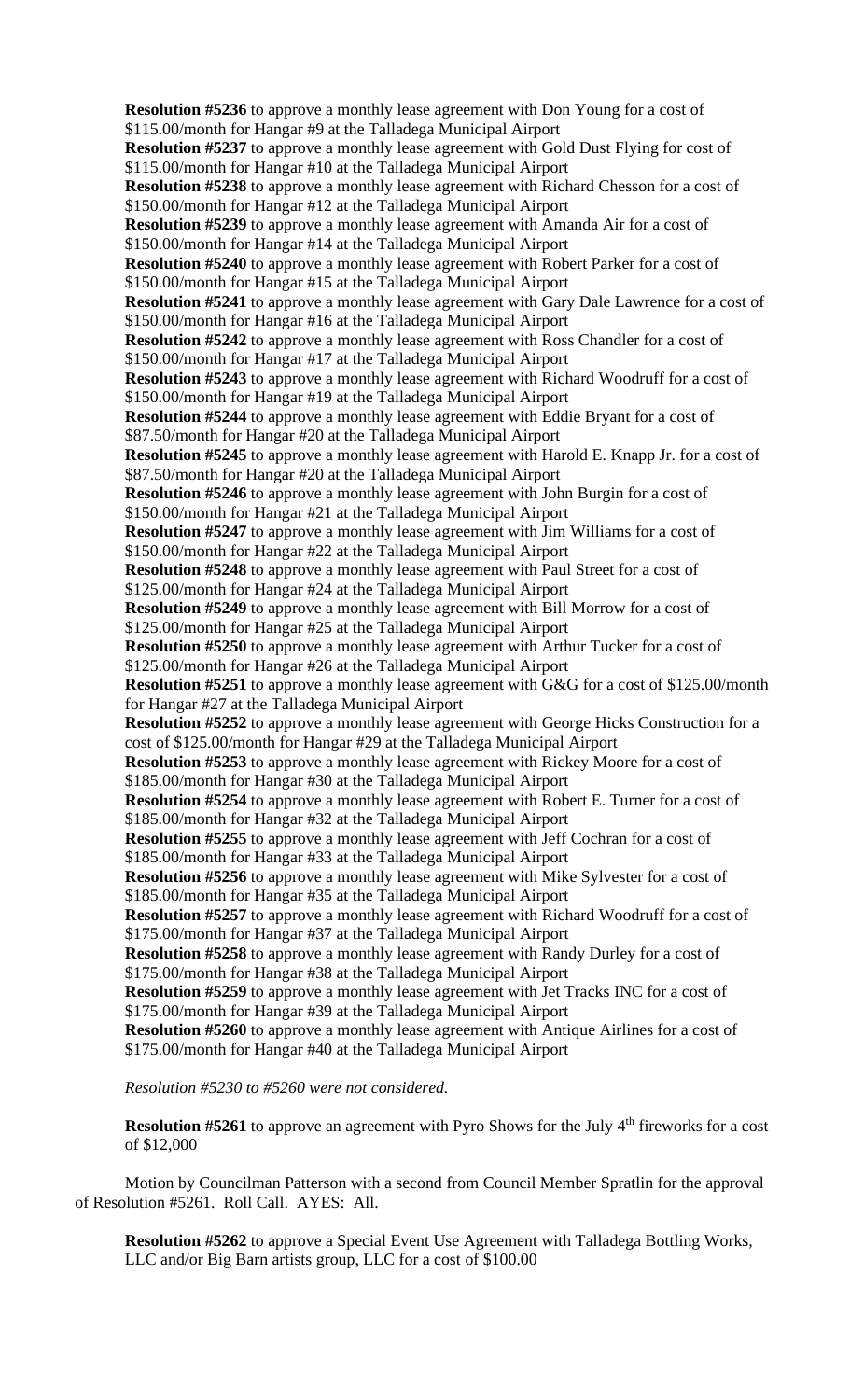**Resolution #5236** to approve a monthly lease agreement with Don Young for a cost of $115.00/month for Hangar #9 at the Talladega Municipal Airport

**Resolution #5237** to approve a monthly lease agreement with Gold Dust Flying for cost of $115.00/month for Hangar #10 at the Talladega Municipal Airport

**Resolution #5238** to approve a monthly lease agreement with Richard Chesson for a cost of $150.00/month for Hangar #12 at the Talladega Municipal Airport

**Resolution #5239** to approve a monthly lease agreement with Amanda Air for a cost of $150.00/month for Hangar #14 at the Talladega Municipal Airport

**Resolution #5240** to approve a monthly lease agreement with Robert Parker for a cost of $150.00/month for Hangar #15 at the Talladega Municipal Airport

**Resolution #5241** to approve a monthly lease agreement with Gary Dale Lawrence for a cost of $150.00/month for Hangar #16 at the Talladega Municipal Airport

**Resolution #5242** to approve a monthly lease agreement with Ross Chandler for a cost of $150.00/month for Hangar #17 at the Talladega Municipal Airport

**Resolution #5243** to approve a monthly lease agreement with Richard Woodruff for a cost of $150.00/month for Hangar #19 at the Talladega Municipal Airport

**Resolution #5244** to approve a monthly lease agreement with Eddie Bryant for a cost of $87.50/month for Hangar #20 at the Talladega Municipal Airport

**Resolution #5245** to approve a monthly lease agreement with Harold E. Knapp Jr. for a cost of $87.50/month for Hangar #20 at the Talladega Municipal Airport

**Resolution #5246** to approve a monthly lease agreement with John Burgin for a cost of $150.00/month for Hangar #21 at the Talladega Municipal Airport

**Resolution #5247** to approve a monthly lease agreement with Jim Williams for a cost of $150.00/month for Hangar #22 at the Talladega Municipal Airport

**Resolution #5248** to approve a monthly lease agreement with Paul Street for a cost of $125.00/month for Hangar #24 at the Talladega Municipal Airport

**Resolution #5249** to approve a monthly lease agreement with Bill Morrow for a cost of $125.00/month for Hangar #25 at the Talladega Municipal Airport

**Resolution #5250** to approve a monthly lease agreement with Arthur Tucker for a cost of $125.00/month for Hangar #26 at the Talladega Municipal Airport

**Resolution #5251** to approve a monthly lease agreement with G&G for a cost of $125.00/month for Hangar #27 at the Talladega Municipal Airport

**Resolution #5252** to approve a monthly lease agreement with George Hicks Construction for a cost of $125.00/month for Hangar #29 at the Talladega Municipal Airport

**Resolution #5253** to approve a monthly lease agreement with Rickey Moore for a cost of $185.00/month for Hangar #30 at the Talladega Municipal Airport

**Resolution #5254** to approve a monthly lease agreement with Robert E. Turner for a cost of $185.00/month for Hangar #32 at the Talladega Municipal Airport

**Resolution #5255** to approve a monthly lease agreement with Jeff Cochran for a cost of $185.00/month for Hangar #33 at the Talladega Municipal Airport

**Resolution #5256** to approve a monthly lease agreement with Mike Sylvester for a cost of $185.00/month for Hangar #35 at the Talladega Municipal Airport

**Resolution #5257** to approve a monthly lease agreement with Richard Woodruff for a cost of $175.00/month for Hangar #37 at the Talladega Municipal Airport

**Resolution #5258** to approve a monthly lease agreement with Randy Durley for a cost of $175.00/month for Hangar #38 at the Talladega Municipal Airport

**Resolution #5259** to approve a monthly lease agreement with Jet Tracks INC for a cost of $175.00/month for Hangar #39 at the Talladega Municipal Airport

**Resolution #5260** to approve a monthly lease agreement with Antique Airlines for a cost of $175.00/month for Hangar #40 at the Talladega Municipal Airport

*Resolution #5230 to #5260 were not considered.*

**Resolution #5261** to approve an agreement with Pyro Shows for the July 4th fireworks for a cost of $12,000

Motion by Councilman Patterson with a second from Council Member Spratlin for the approval of Resolution #5261. Roll Call. AYES: All.

**Resolution #5262** to approve a Special Event Use Agreement with Talladega Bottling Works, LLC and/or Big Barn artists group, LLC for a cost of $100.00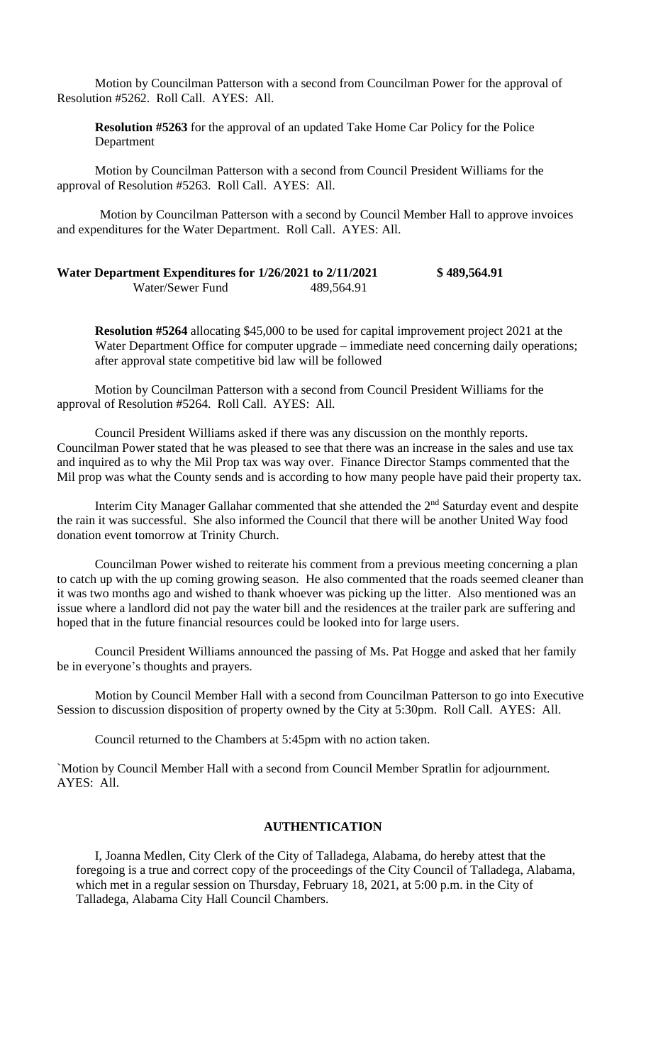Motion by Councilman Patterson with a second from Councilman Power for the approval of Resolution #5262. Roll Call. AYES: All.

**Resolution #5263** for the approval of an updated Take Home Car Policy for the Police Department

Motion by Councilman Patterson with a second from Council President Williams for the approval of Resolution #5263. Roll Call. AYES: All.

Motion by Councilman Patterson with a second by Council Member Hall to approve invoices and expenditures for the Water Department. Roll Call. AYES: All.

| | | |
|---|---|---|
| **Water Department Expenditures for 1/26/2021 to 2/11/2021** | | **$ 489,564.91** |
| Water/Sewer Fund | 489,564.91 | |

**Resolution #5264** allocating $45,000 to be used for capital improvement project 2021 at the Water Department Office for computer upgrade – immediate need concerning daily operations; after approval state competitive bid law will be followed

Motion by Councilman Patterson with a second from Council President Williams for the approval of Resolution #5264. Roll Call. AYES: All.

Council President Williams asked if there was any discussion on the monthly reports. Councilman Power stated that he was pleased to see that there was an increase in the sales and use tax and inquired as to why the Mil Prop tax was way over. Finance Director Stamps commented that the Mil prop was what the County sends and is according to how many people have paid their property tax.

Interim City Manager Gallahar commented that she attended the 2nd Saturday event and despite the rain it was successful. She also informed the Council that there will be another United Way food donation event tomorrow at Trinity Church.

Councilman Power wished to reiterate his comment from a previous meeting concerning a plan to catch up with the up coming growing season. He also commented that the roads seemed cleaner than it was two months ago and wished to thank whoever was picking up the litter. Also mentioned was an issue where a landlord did not pay the water bill and the residences at the trailer park are suffering and hoped that in the future financial resources could be looked into for large users.

Council President Williams announced the passing of Ms. Pat Hogge and asked that her family be in everyone's thoughts and prayers.

Motion by Council Member Hall with a second from Councilman Patterson to go into Executive Session to discussion disposition of property owned by the City at 5:30pm. Roll Call. AYES: All.

Council returned to the Chambers at 5:45pm with no action taken.

`Motion by Council Member Hall with a second from Council Member Spratlin for adjournment. AYES: All.

## AUTHENTICATION

I, Joanna Medlen, City Clerk of the City of Talladega, Alabama, do hereby attest that the foregoing is a true and correct copy of the proceedings of the City Council of Talladega, Alabama, which met in a regular session on Thursday, February 18, 2021, at 5:00 p.m. in the City of Talladega, Alabama City Hall Council Chambers.